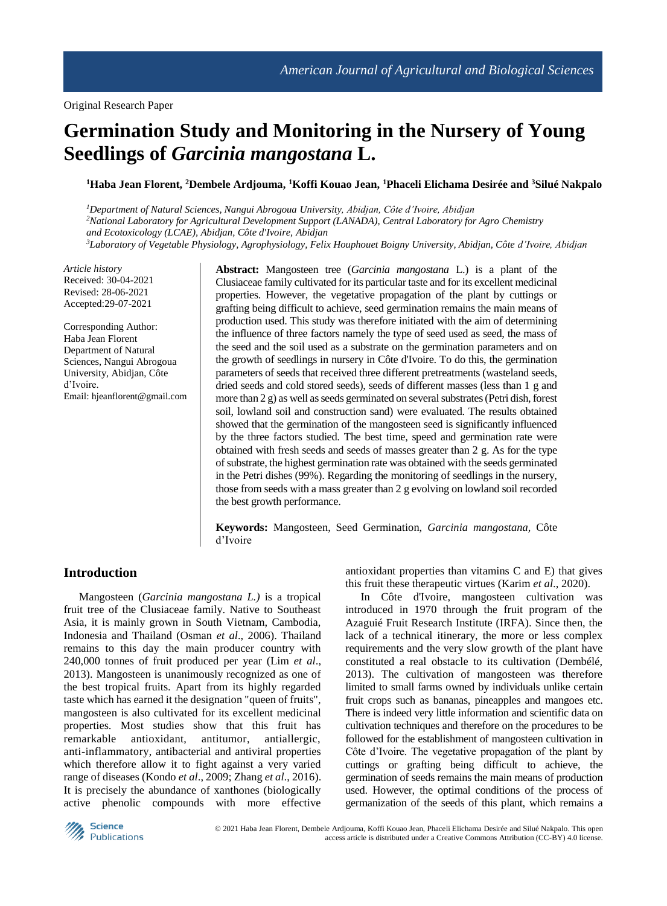Original Research Paper

# Germination Study and Monitoring in the Nursery of Young Seedlings of *Garcinia mangostana* L.

**[1]Haba Jean Florent, [2]Dembele Ardjouma, [1]Koffi Kouao Jean, [1]Phaceli Elichama Desirée and [3]Silué Nakpalo**

*[1]Department of Natural Sciences, Nangui Abrogoua University, Abidjan, Côte d'Ivoire, Abidjan*
*[2]National Laboratory for Agricultural Development Support (LANADA), Central Laboratory for Agro Chemistry and Ecotoxicology (LCAE), Abidjan, Côte d'Ivoire, Abidjan*
*[3]Laboratory of Vegetable Physiology, Agrophysiology, Felix Houphouet Boigny University, Abidjan, Côte d'Ivoire, Abidjan*

*Article history*
Received: 30-04-2021
Revised: 28-06-2021
Accepted:29-07-2021

Corresponding Author:
Haba Jean Florent
Department of Natural Sciences, Nangui Abrogoua University, Abidjan, Côte d'Ivoire.
Email: hjeanflorent@gmail.com

**Abstract:** Mangosteen tree (*Garcinia mangostana* L.) is a plant of the Clusiaceae family cultivated for its particular taste and for its excellent medicinal properties. However, the vegetative propagation of the plant by cuttings or grafting being difficult to achieve, seed germination remains the main means of production used. This study was therefore initiated with the aim of determining the influence of three factors namely the type of seed used as seed, the mass of the seed and the soil used as a substrate on the germination parameters and on the growth of seedlings in nursery in Côte d'Ivoire. To do this, the germination parameters of seeds that received three different pretreatments (wasteland seeds, dried seeds and cold stored seeds), seeds of different masses (less than 1 g and more than 2 g) as well as seeds germinated on several substrates (Petri dish, forest soil, lowland soil and construction sand) were evaluated. The results obtained showed that the germination of the mangosteen seed is significantly influenced by the three factors studied. The best time, speed and germination rate were obtained with fresh seeds and seeds of masses greater than 2 g. As for the type of substrate, the highest germination rate was obtained with the seeds germinated in the Petri dishes (99%). Regarding the monitoring of seedlings in the nursery, those from seeds with a mass greater than 2 g evolving on lowland soil recorded the best growth performance.

**Keywords:** Mangosteen, Seed Germination, *Garcinia mangostana*, Côte d'Ivoire

## Introduction

Mangosteen (*Garcinia mangostana L.)* is a tropical fruit tree of the Clusiaceae family. Native to Southeast Asia, it is mainly grown in South Vietnam, Cambodia, Indonesia and Thailand (Osman *et al*., 2006). Thailand remains to this day the main producer country with 240,000 tonnes of fruit produced per year (Lim *et al*., 2013). Mangosteen is unanimously recognized as one of the best tropical fruits. Apart from its highly regarded taste which has earned it the designation "queen of fruits", mangosteen is also cultivated for its excellent medicinal properties. Most studies show that this fruit has remarkable antioxidant, antitumor, antiallergic, anti-inflammatory, antibacterial and antiviral properties which therefore allow it to fight against a very varied range of diseases (Kondo *et al*., 2009; Zhang *et al*., 2016). It is precisely the abundance of xanthones (biologically active phenolic compounds with more effective antioxidant properties than vitamins C and E) that gives this fruit these therapeutic virtues (Karim *et al*., 2020).

In Côte d'Ivoire, mangosteen cultivation was introduced in 1970 through the fruit program of the Azaguié Fruit Research Institute (IRFA). Since then, the lack of a technical itinerary, the more or less complex requirements and the very slow growth of the plant have constituted a real obstacle to its cultivation (Dembélé, 2013). The cultivation of mangosteen was therefore limited to small farms owned by individuals unlike certain fruit crops such as bananas, pineapples and mangoes etc. There is indeed very little information and scientific data on cultivation techniques and therefore on the procedures to be followed for the establishment of mangosteen cultivation in Côte d'Ivoire. The vegetative propagation of the plant by cuttings or grafting being difficult to achieve, the germination of seeds remains the main means of production used. However, the optimal conditions of the process of germanization of the seeds of this plant, which remains a

© 2021 Haba Jean Florent, Dembele Ardjouma, Koffi Kouao Jean, Phaceli Elichama Desirée and Silué Nakpalo. This open access article is distributed under a Creative Commons Attribution (CC-BY) 4.0 license.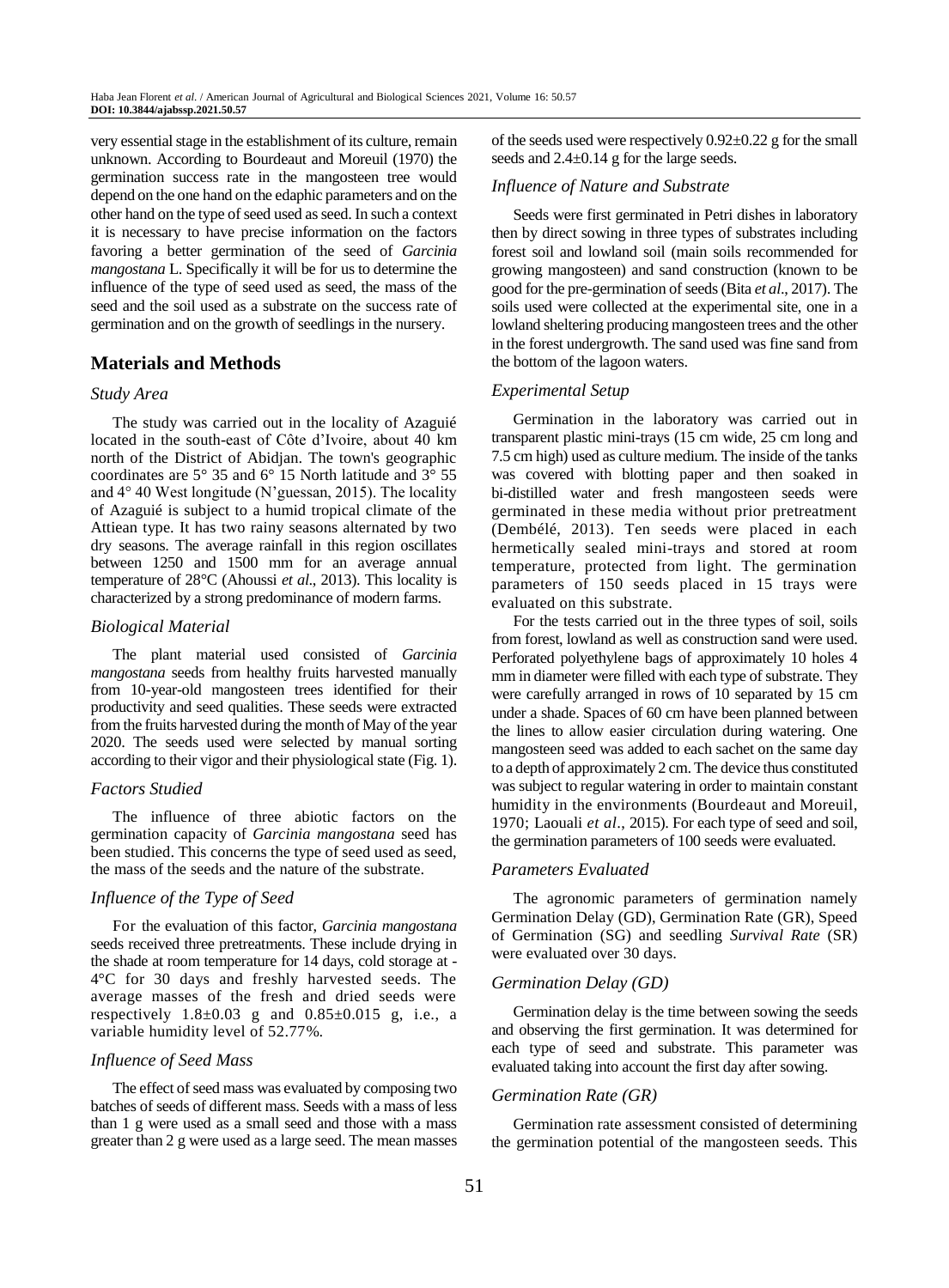very essential stage in the establishment of its culture, remain unknown. According to Bourdeaut and Moreuil (1970) the germination success rate in the mangosteen tree would depend on the one hand on the edaphic parameters and on the other hand on the type of seed used as seed. In such a context it is necessary to have precise information on the factors favoring a better germination of the seed of *Garcinia mangostana* L. Specifically it will be for us to determine the influence of the type of seed used as seed, the mass of the seed and the soil used as a substrate on the success rate of germination and on the growth of seedlings in the nursery.

## Materials and Methods

### Study Area

The study was carried out in the locality of Azaguié located in the south-east of Côte d'Ivoire, about 40 km north of the District of Abidjan. The town's geographic coordinates are 5° 35 and 6° 15 North latitude and 3° 55 and 4° 40 West longitude (N'guessan, 2015). The locality of Azaguié is subject to a humid tropical climate of the Attiean type. It has two rainy seasons alternated by two dry seasons. The average rainfall in this region oscillates between 1250 and 1500 mm for an average annual temperature of 28°C (Ahoussi *et al*., 2013). This locality is characterized by a strong predominance of modern farms.

### Biological Material

The plant material used consisted of *Garcinia mangostana* seeds from healthy fruits harvested manually from 10-year-old mangosteen trees identified for their productivity and seed qualities. These seeds were extracted from the fruits harvested during the month of May of the year 2020. The seeds used were selected by manual sorting according to their vigor and their physiological state (Fig. 1).

### Factors Studied

The influence of three abiotic factors on the germination capacity of *Garcinia mangostana* seed has been studied. This concerns the type of seed used as seed, the mass of the seeds and the nature of the substrate.

### Influence of the Type of Seed

For the evaluation of this factor, *Garcinia mangostana* seeds received three pretreatments. These include drying in the shade at room temperature for 14 days, cold storage at -4°C for 30 days and freshly harvested seeds. The average masses of the fresh and dried seeds were respectively 1.8±0.03 g and 0.85±0.015 g, i.e., a variable humidity level of 52.77%.

### Influence of Seed Mass

The effect of seed mass was evaluated by composing two batches of seeds of different mass. Seeds with a mass of less than 1 g were used as a small seed and those with a mass greater than 2 g were used as a large seed. The mean masses of the seeds used were respectively 0.92±0.22 g for the small seeds and 2.4±0.14 g for the large seeds.

### Influence of Nature and Substrate

Seeds were first germinated in Petri dishes in laboratory then by direct sowing in three types of substrates including forest soil and lowland soil (main soils recommended for growing mangosteen) and sand construction (known to be good for the pre-germination of seeds (Bita *et al*., 2017). The soils used were collected at the experimental site, one in a lowland sheltering producing mangosteen trees and the other in the forest undergrowth. The sand used was fine sand from the bottom of the lagoon waters.

### Experimental Setup

Germination in the laboratory was carried out in transparent plastic mini-trays (15 cm wide, 25 cm long and 7.5 cm high) used as culture medium. The inside of the tanks was covered with blotting paper and then soaked in bi-distilled water and fresh mangosteen seeds were germinated in these media without prior pretreatment (Dembélé, 2013). Ten seeds were placed in each hermetically sealed mini-trays and stored at room temperature, protected from light. The germination parameters of 150 seeds placed in 15 trays were evaluated on this substrate.

For the tests carried out in the three types of soil, soils from forest, lowland as well as construction sand were used. Perforated polyethylene bags of approximately 10 holes 4 mm in diameter were filled with each type of substrate. They were carefully arranged in rows of 10 separated by 15 cm under a shade. Spaces of 60 cm have been planned between the lines to allow easier circulation during watering. One mangosteen seed was added to each sachet on the same day to a depth of approximately 2 cm. The device thus constituted was subject to regular watering in order to maintain constant humidity in the environments (Bourdeaut and Moreuil, 1970; Laouali *et al*., 2015). For each type of seed and soil, the germination parameters of 100 seeds were evaluated.

### Parameters Evaluated

The agronomic parameters of germination namely Germination Delay (GD), Germination Rate (GR), Speed of Germination (SG) and seedling *Survival Rate* (SR) were evaluated over 30 days.

### Germination Delay (GD)

Germination delay is the time between sowing the seeds and observing the first germination. It was determined for each type of seed and substrate. This parameter was evaluated taking into account the first day after sowing.

### Germination Rate (GR)

Germination rate assessment consisted of determining the germination potential of the mangosteen seeds. This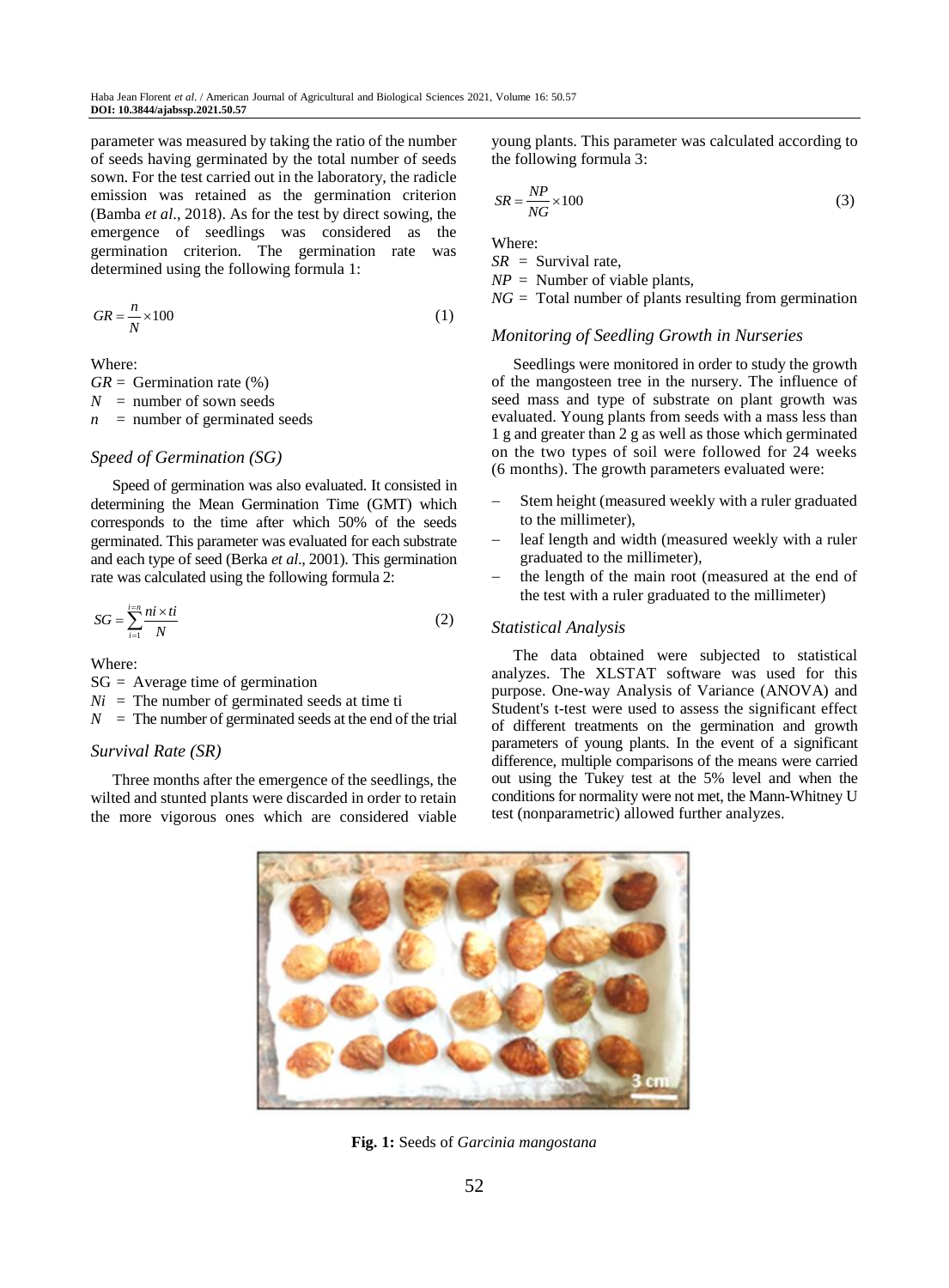parameter was measured by taking the ratio of the number of seeds having germinated by the total number of seeds sown. For the test carried out in the laboratory, the radicle emission was retained as the germination criterion (Bamba *et al*., 2018). As for the test by direct sowing, the emergence of seedlings was considered as the germination criterion. The germination rate was determined using the following formula 1:

$$GR = \frac{n}{N} \times 100 \quad (1)$$

Where:
$GR$ = Germination rate (%)
$N$ = number of sown seeds
$n$ = number of germinated seeds

### Speed of Germination (SG)

Speed of germination was also evaluated. It consisted in determining the Mean Germination Time (GMT) which corresponds to the time after which 50% of the seeds germinated. This parameter was evaluated for each substrate and each type of seed (Berka *et al*., 2001). This germination rate was calculated using the following formula 2:

$$SG = \sum_{i=1}^{i=n} \frac{ni \times ti}{N} \quad (2)$$

Where:
SG = Average time of germination
$Ni$ = The number of germinated seeds at time ti
$N$ = The number of germinated seeds at the end of the trial

### Survival Rate (SR)

Three months after the emergence of the seedlings, the wilted and stunted plants were discarded in order to retain the more vigorous ones which are considered viable young plants. This parameter was calculated according to the following formula 3:

$$SR = \frac{NP}{NG} \times 100 \quad (3)$$

Where:
$SR$ = Survival rate,
$NP$ = Number of viable plants,
$NG$ = Total number of plants resulting from germination

### Monitoring of Seedling Growth in Nurseries

Seedlings were monitored in order to study the growth of the mangosteen tree in the nursery. The influence of seed mass and type of substrate on plant growth was evaluated. Young plants from seeds with a mass less than 1 g and greater than 2 g as well as those which germinated on the two types of soil were followed for 24 weeks (6 months). The growth parameters evaluated were:

- Stem height (measured weekly with a ruler graduated to the millimeter),
- leaf length and width (measured weekly with a ruler graduated to the millimeter),
- the length of the main root (measured at the end of the test with a ruler graduated to the millimeter)

### Statistical Analysis

The data obtained were subjected to statistical analyzes. The XLSTAT software was used for this purpose. One-way Analysis of Variance (ANOVA) and Student's t-test were used to assess the significant effect of different treatments on the germination and growth parameters of young plants. In the event of a significant difference, multiple comparisons of the means were carried out using the Tukey test at the 5% level and when the conditions for normality were not met, the Mann-Whitney U test (nonparametric) allowed further analyzes.

**Fig. 1:** Seeds of *Garcinia mangostana*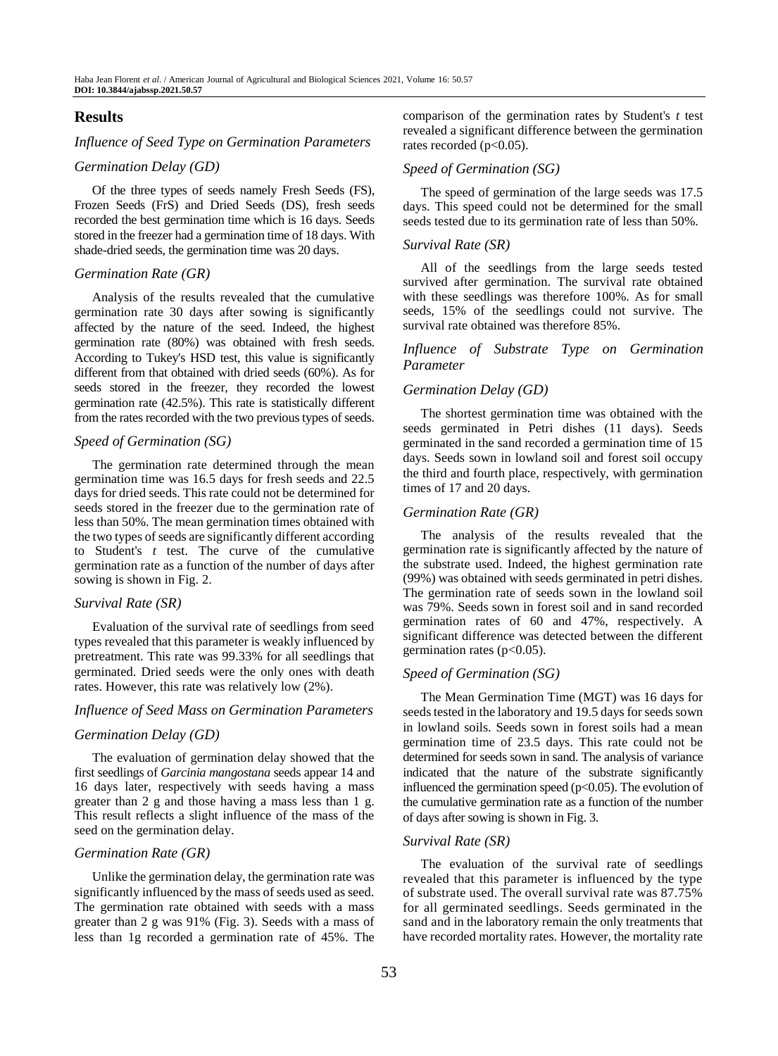## Results

### *Influence of Seed Type on Germination Parameters*

#### *Germination Delay (GD)*

Of the three types of seeds namely Fresh Seeds (FS), Frozen Seeds (FrS) and Dried Seeds (DS), fresh seeds recorded the best germination time which is 16 days. Seeds stored in the freezer had a germination time of 18 days. With shade-dried seeds, the germination time was 20 days.

#### *Germination Rate (GR)*

Analysis of the results revealed that the cumulative germination rate 30 days after sowing is significantly affected by the nature of the seed. Indeed, the highest germination rate (80%) was obtained with fresh seeds. According to Tukey's HSD test, this value is significantly different from that obtained with dried seeds (60%). As for seeds stored in the freezer, they recorded the lowest germination rate (42.5%). This rate is statistically different from the rates recorded with the two previous types of seeds.

#### *Speed of Germination (SG)*

The germination rate determined through the mean germination time was 16.5 days for fresh seeds and 22.5 days for dried seeds. This rate could not be determined for seeds stored in the freezer due to the germination rate of less than 50%. The mean germination times obtained with the two types of seeds are significantly different according to Student's *t* test. The curve of the cumulative germination rate as a function of the number of days after sowing is shown in Fig. 2.

#### *Survival Rate (SR)*

Evaluation of the survival rate of seedlings from seed types revealed that this parameter is weakly influenced by pretreatment. This rate was 99.33% for all seedlings that germinated. Dried seeds were the only ones with death rates. However, this rate was relatively low (2%).

### *Influence of Seed Mass on Germination Parameters*

#### *Germination Delay (GD)*

The evaluation of germination delay showed that the first seedlings of *Garcinia mangostana* seeds appear 14 and 16 days later, respectively with seeds having a mass greater than 2 g and those having a mass less than 1 g. This result reflects a slight influence of the mass of the seed on the germination delay.

#### *Germination Rate (GR)*

Unlike the germination delay, the germination rate was significantly influenced by the mass of seeds used as seed. The germination rate obtained with seeds with a mass greater than 2 g was 91% (Fig. 3). Seeds with a mass of less than 1g recorded a germination rate of 45%. The comparison of the germination rates by Student's *t* test revealed a significant difference between the germination rates recorded ($p<0.05$).

#### *Speed of Germination (SG)*

The speed of germination of the large seeds was 17.5 days. This speed could not be determined for the small seeds tested due to its germination rate of less than 50%.

#### *Survival Rate (SR)*

All of the seedlings from the large seeds tested survived after germination. The survival rate obtained with these seedlings was therefore 100%. As for small seeds, 15% of the seedlings could not survive. The survival rate obtained was therefore 85%.

### *Influence of Substrate Type on Germination Parameter*

#### *Germination Delay (GD)*

The shortest germination time was obtained with the seeds germinated in Petri dishes (11 days). Seeds germinated in the sand recorded a germination time of 15 days. Seeds sown in lowland soil and forest soil occupy the third and fourth place, respectively, with germination times of 17 and 20 days.

#### *Germination Rate (GR)*

The analysis of the results revealed that the germination rate is significantly affected by the nature of the substrate used. Indeed, the highest germination rate (99%) was obtained with seeds germinated in petri dishes. The germination rate of seeds sown in the lowland soil was 79%. Seeds sown in forest soil and in sand recorded germination rates of 60 and 47%, respectively. A significant difference was detected between the different germination rates ($p<0.05$).

#### *Speed of Germination (SG)*

The Mean Germination Time (MGT) was 16 days for seeds tested in the laboratory and 19.5 days for seeds sown in lowland soils. Seeds sown in forest soils had a mean germination time of 23.5 days. This rate could not be determined for seeds sown in sand. The analysis of variance indicated that the nature of the substrate significantly influenced the germination speed ($p<0.05$). The evolution of the cumulative germination rate as a function of the number of days after sowing is shown in Fig. 3.

#### *Survival Rate (SR)*

The evaluation of the survival rate of seedlings revealed that this parameter is influenced by the type of substrate used. The overall survival rate was 87.75% for all germinated seedlings. Seeds germinated in the sand and in the laboratory remain the only treatments that have recorded mortality rates. However, the mortality rate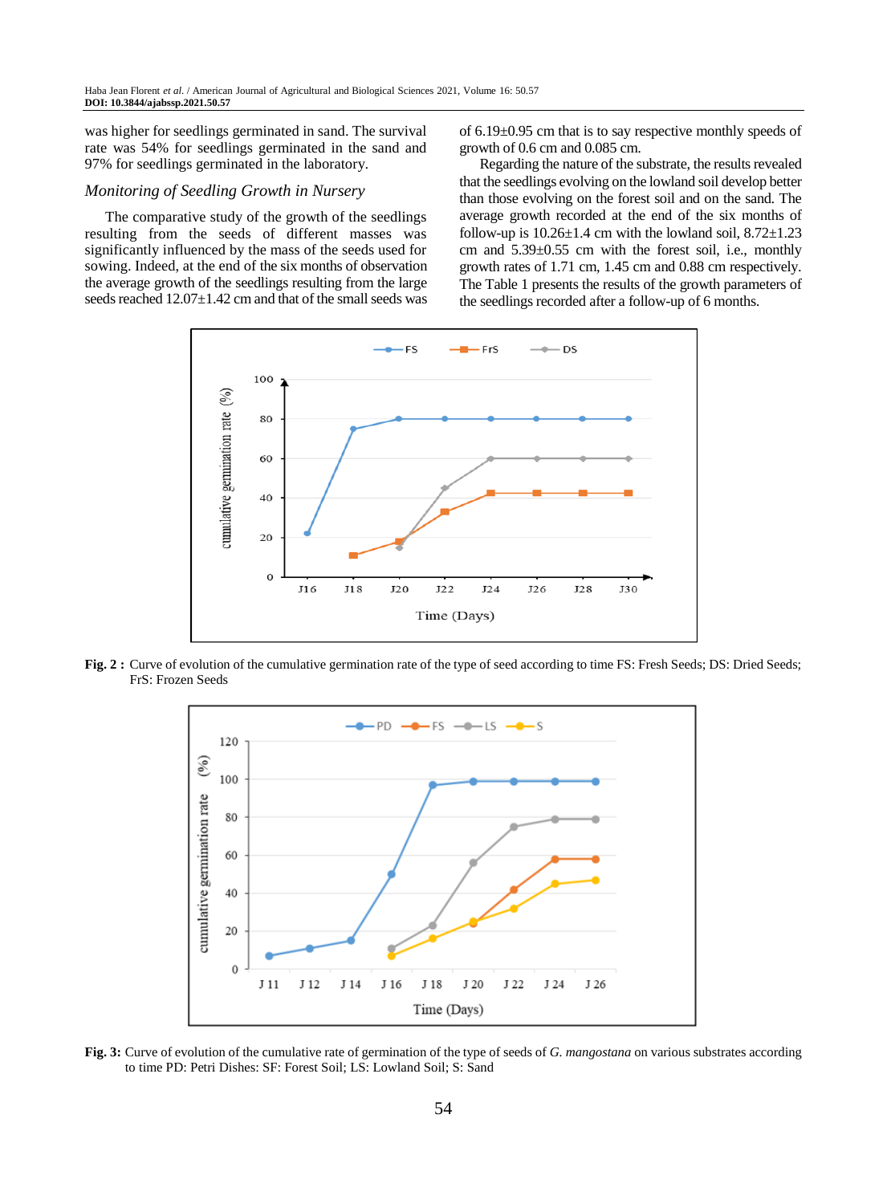was higher for seedlings germinated in sand. The survival rate was 54% for seedlings germinated in the sand and 97% for seedlings germinated in the laboratory.

### *Monitoring of Seedling Growth in Nursery*

The comparative study of the growth of the seedlings resulting from the seeds of different masses was significantly influenced by the mass of the seeds used for sowing. Indeed, at the end of the six months of observation the average growth of the seedlings resulting from the large seeds reached 12.07±1.42 cm and that of the small seeds was of 6.19±0.95 cm that is to say respective monthly speeds of growth of 0.6 cm and 0.085 cm.

Regarding the nature of the substrate, the results revealed that the seedlings evolving on the lowland soil develop better than those evolving on the forest soil and on the sand. The average growth recorded at the end of the six months of follow-up is 10.26±1.4 cm with the lowland soil, 8.72±1.23 cm and 5.39±0.55 cm with the forest soil, i.e., monthly growth rates of 1.71 cm, 1.45 cm and 0.88 cm respectively. The Table 1 presents the results of the growth parameters of the seedlings recorded after a follow-up of 6 months.

**Fig. 2 :** Curve of evolution of the cumulative germination rate of the type of seed according to time FS: Fresh Seeds; DS: Dried Seeds; FrS: Frozen Seeds

**Fig. 3:** Curve of evolution of the cumulative rate of germination of the type of seeds of *G. mangostana* on various substrates according to time PD: Petri Dishes: SF: Forest Soil; LS: Lowland Soil; S: Sand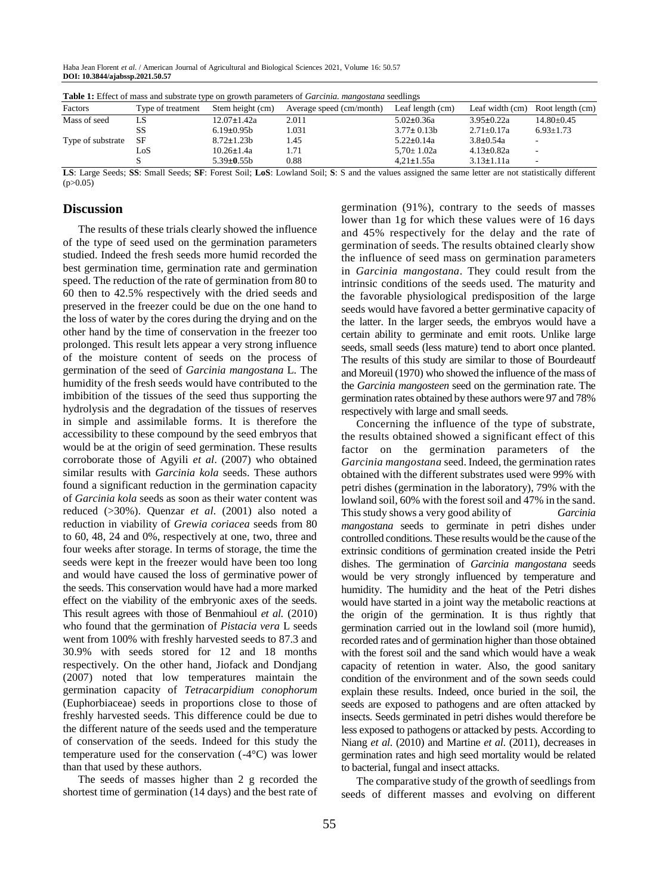**Table 1:** Effect of mass and substrate type on growth parameters of *Garcinia. mangostana* seedlings

| Factors | Type of treatment | Stem height (cm) | Average speed (cm/month) | Leaf length (cm) | Leaf width (cm) | Root length (cm) |
|---|---|---|---|---|---|---|
| Mass of seed | LS | 12.07±1.42a | 2.011 | 5.02±0.36a | 3.95±0.22a | 14.80±0.45 |
| | SS | 6.19±0.95b | 1.031 | 3.77± 0.13b | 2.71±0.17a | 6.93±1.73 |
| Type of substrate | SF | 8.72±1.23b | 1.45 | 5.22±0.14a | 3.8±0.54a | - |
| | LoS | 10.26±1.4a | 1.71 | 5,70± 1.02a | 4.13±0.82a | - |
| | S | 5.39±**0**.55b | 0.88 | 4,21±1.55a | 3.13±1.11a | - |

**LS**: Large Seeds; **SS**: Small Seeds; **SF**: Forest Soil; **LoS**: Lowland Soil; **S**: S and the values assigned the same letter are not statistically different (p>0.05)

## Discussion

The results of these trials clearly showed the influence of the type of seed used on the germination parameters studied. Indeed the fresh seeds more humid recorded the best germination time, germination rate and germination speed. The reduction of the rate of germination from 80 to 60 then to 42.5% respectively with the dried seeds and preserved in the freezer could be due on the one hand to the loss of water by the cores during the drying and on the other hand by the time of conservation in the freezer too prolonged. This result lets appear a very strong influence of the moisture content of seeds on the process of germination of the seed of *Garcinia mangostana* L. The humidity of the fresh seeds would have contributed to the imbibition of the tissues of the seed thus supporting the hydrolysis and the degradation of the tissues of reserves in simple and assimilable forms. It is therefore the accessibility to these compound by the seed embryos that would be at the origin of seed germination. These results corroborate those of Agyili *et al*. (2007) who obtained similar results with *Garcinia kola* seeds. These authors found a significant reduction in the germination capacity of *Garcinia kola* seeds as soon as their water content was reduced (>30%). Quenzar *et al*. (2001) also noted a reduction in viability of *Grewia coriacea* seeds from 80 to 60, 48, 24 and 0%, respectively at one, two, three and four weeks after storage. In terms of storage, the time the seeds were kept in the freezer would have been too long and would have caused the loss of germinative power of the seeds. This conservation would have had a more marked effect on the viability of the embryonic axes of the seeds. This result agrees with those of Benmahioul *et al.* (2010) who found that the germination of *Pistacia vera* L seeds went from 100% with freshly harvested seeds to 87.3 and 30.9% with seeds stored for 12 and 18 months respectively. On the other hand, Jiofack and Dondjang (2007) noted that low temperatures maintain the germination capacity of *Tetracarpidium conophorum* (Euphorbiaceae) seeds in proportions close to those of freshly harvested seeds. This difference could be due to the different nature of the seeds used and the temperature of conservation of the seeds. Indeed for this study the temperature used for the conservation (-4°C) was lower than that used by these authors.

The seeds of masses higher than 2 g recorded the shortest time of germination (14 days) and the best rate of germination (91%), contrary to the seeds of masses lower than 1g for which these values were of 16 days and 45% respectively for the delay and the rate of germination of seeds. The results obtained clearly show the influence of seed mass on germination parameters in *Garcinia mangostana*. They could result from the intrinsic conditions of the seeds used. The maturity and the favorable physiological predisposition of the large seeds would have favored a better germinative capacity of the latter. In the larger seeds, the embryos would have a certain ability to germinate and emit roots. Unlike large seeds, small seeds (less mature) tend to abort once planted. The results of this study are similar to those of Bourdeautf and Moreuil (1970) who showed the influence of the mass of the *Garcinia mangosteen* seed on the germination rate. The germination rates obtained by these authors were 97 and 78% respectively with large and small seeds.

Concerning the influence of the type of substrate, the results obtained showed a significant effect of this factor on the germination parameters of the *Garcinia mangostana* seed. Indeed, the germination rates obtained with the different substrates used were 99% with petri dishes (germination in the laboratory), 79% with the lowland soil, 60% with the forest soil and 47% in the sand. This study shows a very good ability of *Garcinia mangostana* seeds to germinate in petri dishes under controlled conditions. These results would be the cause of the extrinsic conditions of germination created inside the Petri dishes. The germination of *Garcinia mangostana* seeds would be very strongly influenced by temperature and humidity. The humidity and the heat of the Petri dishes would have started in a joint way the metabolic reactions at the origin of the germination. It is thus rightly that germination carried out in the lowland soil (more humid), recorded rates and of germination higher than those obtained with the forest soil and the sand which would have a weak capacity of retention in water. Also, the good sanitary condition of the environment and of the sown seeds could explain these results. Indeed, once buried in the soil, the seeds are exposed to pathogens and are often attacked by insects. Seeds germinated in petri dishes would therefore be less exposed to pathogens or attacked by pests. According to Niang *et al*. (2010) and Martine *et al*. (2011), decreases in germination rates and high seed mortality would be related to bacterial, fungal and insect attacks.

The comparative study of the growth of seedlings from seeds of different masses and evolving on different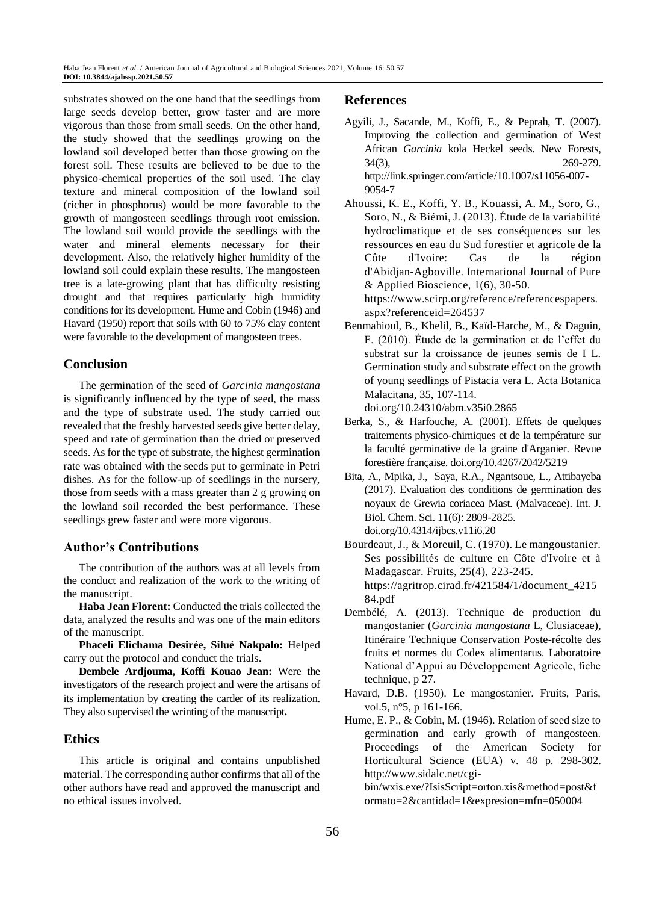substrates showed on the one hand that the seedlings from large seeds develop better, grow faster and are more vigorous than those from small seeds. On the other hand, the study showed that the seedlings growing on the lowland soil developed better than those growing on the forest soil. These results are believed to be due to the physico-chemical properties of the soil used. The clay texture and mineral composition of the lowland soil (richer in phosphorus) would be more favorable to the growth of mangosteen seedlings through root emission. The lowland soil would provide the seedlings with the water and mineral elements necessary for their development. Also, the relatively higher humidity of the lowland soil could explain these results. The mangosteen tree is a late-growing plant that has difficulty resisting drought and that requires particularly high humidity conditions for its development. Hume and Cobin (1946) and Havard (1950) report that soils with 60 to 75% clay content were favorable to the development of mangosteen trees.

## Conclusion

The germination of the seed of *Garcinia mangostana* is significantly influenced by the type of seed, the mass and the type of substrate used. The study carried out revealed that the freshly harvested seeds give better delay, speed and rate of germination than the dried or preserved seeds. As for the type of substrate, the highest germination rate was obtained with the seeds put to germinate in Petri dishes. As for the follow-up of seedlings in the nursery, those from seeds with a mass greater than 2 g growing on the lowland soil recorded the best performance. These seedlings grew faster and were more vigorous.

## Author's Contributions

The contribution of the authors was at all levels from the conduct and realization of the work to the writing of the manuscript.

**Haba Jean Florent:** Conducted the trials collected the data, analyzed the results and was one of the main editors of the manuscript.

**Phaceli Elichama Desirée, Silué Nakpalo:** Helped carry out the protocol and conduct the trials.

**Dembele Ardjouma, Koffi Kouao Jean:** Were the investigators of the research project and were the artisans of its implementation by creating the carder of its realization. They also supervised the wrinting of the manuscript**.**

## Ethics

This article is original and contains unpublished material. The corresponding author confirms that all of the other authors have read and approved the manuscript and no ethical issues involved.

## References

Agyili, J., Sacande, M., Koffi, E., & Peprah, T. (2007). Improving the collection and germination of West African *Garcinia* kola Heckel seeds. New Forests, 34(3), 269-279. http://link.springer.com/article/10.1007/s11056-007-9054-7

Ahoussi, K. E., Koffi, Y. B., Kouassi, A. M., Soro, G., Soro, N., & Biémi, J. (2013). Étude de la variabilité hydroclimatique et de ses conséquences sur les ressources en eau du Sud forestier et agricole de la Côte d'Ivoire: Cas de la région d'Abidjan-Agboville. International Journal of Pure & Applied Bioscience, 1(6), 30-50. https://www.scirp.org/reference/referencespapers.aspx?referenceid=264537

Benmahioul, B., Khelil, B., Kaïd-Harche, M., & Daguin, F. (2010). Étude de la germination et de l'effet du substrat sur la croissance de jeunes semis de I L. Germination study and substrate effect on the growth of young seedlings of Pistacia vera L. Acta Botanica Malacitana, 35, 107-114. doi.org/10.24310/abm.v35i0.2865

Berka, S., & Harfouche, A. (2001). Effets de quelques traitements physico-chimiques et de la température sur la faculté germinative de la graine d'Arganier. Revue forestière française. doi.org/10.4267/2042/5219

Bita, A., Mpika, J., Saya, R.A., Ngantsoue, L., Attibayeba (2017). Evaluation des conditions de germination des noyaux de Grewia coriacea Mast. (Malvaceae). Int. J. Biol. Chem. Sci. 11(6): 2809-2825. doi.org/10.4314/ijbcs.v11i6.20

Bourdeaut, J., & Moreuil, C. (1970). Le mangoustanier. Ses possibilités de culture en Côte d'Ivoire et à Madagascar. Fruits, 25(4), 223-245. https://agritrop.cirad.fr/421584/1/document_421584.pdf

Dembélé, A. (2013). Technique de production du mangoustanier (*Garcinia mangostana* L, Clusiaceae), Itinéraire Technique Conservation Poste-récolte des fruits et normes du Codex alimentarus. Laboratoire National d'Appui au Développement Agricole, fiche technique, p 27.

Havard, D.B. (1950). Le mangostanier. Fruits, Paris, vol.5, n°5, p 161-166.

Hume, E. P., & Cobin, M. (1946). Relation of seed size to germination and early growth of mangosteen. Proceedings of the American Society for Horticultural Science (EUA) v. 48 p. 298-302. http://www.sidalc.net/cgi-bin/wxis.exe/?IsisScript=orton.xis&method=post&formato=2&cantidad=1&expresion=mfn=050004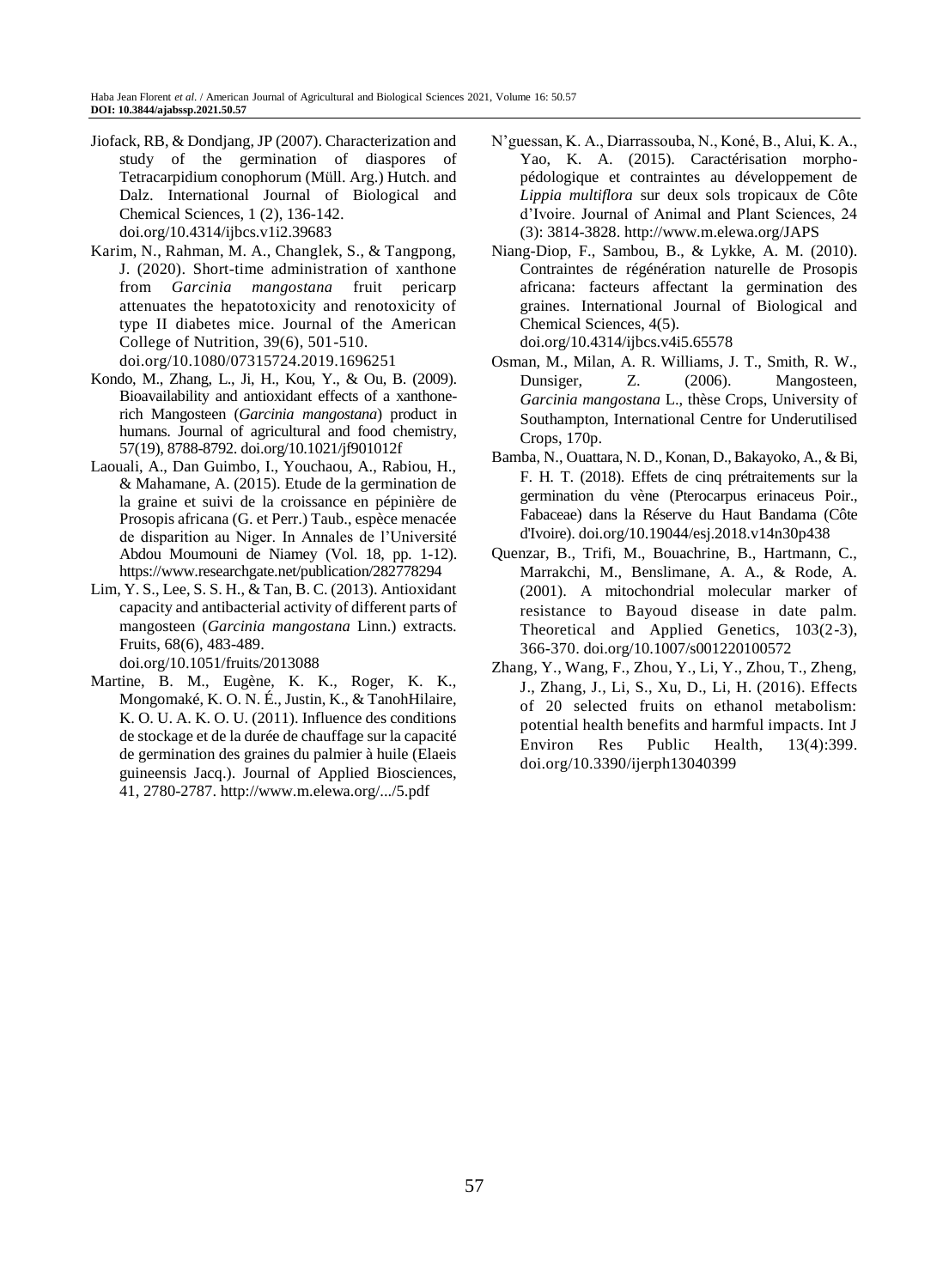Jiofack, RB, & Dondjang, JP (2007). Characterization and study of the germination of diaspores of Tetracarpidium conophorum (Müll. Arg.) Hutch. and Dalz. International Journal of Biological and Chemical Sciences, 1 (2), 136-142. doi.org/10.4314/ijbcs.v1i2.39683

Karim, N., Rahman, M. A., Changlek, S., & Tangpong, J. (2020). Short-time administration of xanthone from *Garcinia mangostana* fruit pericarp attenuates the hepatotoxicity and renotoxicity of type II diabetes mice. Journal of the American College of Nutrition, 39(6), 501-510. doi.org/10.1080/07315724.2019.1696251

Kondo, M., Zhang, L., Ji, H., Kou, Y., & Ou, B. (2009). Bioavailability and antioxidant effects of a xanthone-rich Mangosteen (*Garcinia mangostana*) product in humans. Journal of agricultural and food chemistry, 57(19), 8788-8792. doi.org/10.1021/jf901012f

Laouali, A., Dan Guimbo, I., Youchaou, A., Rabiou, H., & Mahamane, A. (2015). Etude de la germination de la graine et suivi de la croissance en pépinière de Prosopis africana (G. et Perr.) Taub., espèce menacée de disparition au Niger. In Annales de l'Université Abdou Moumouni de Niamey (Vol. 18, pp. 1-12). https://www.researchgate.net/publication/282778294

Lim, Y. S., Lee, S. S. H., & Tan, B. C. (2013). Antioxidant capacity and antibacterial activity of different parts of mangosteen (*Garcinia mangostana* Linn.) extracts. Fruits, 68(6), 483-489. doi.org/10.1051/fruits/2013088

Martine, B. M., Eugène, K. K., Roger, K. K., Mongomaké, K. O. N. É., Justin, K., & TanohHilaire, K. O. U. A. K. O. U. (2011). Influence des conditions de stockage et de la durée de chauffage sur la capacité de germination des graines du palmier à huile (Elaeis guineensis Jacq.). Journal of Applied Biosciences, 41, 2780-2787. http://www.m.elewa.org/.../5.pdf

N'guessan, K. A., Diarrassouba, N., Koné, B., Alui, K. A., Yao, K. A. (2015). Caractérisation morpho-pédologique et contraintes au développement de *Lippia multiflora* sur deux sols tropicaux de Côte d'Ivoire. Journal of Animal and Plant Sciences, 24 (3): 3814-3828. http://www.m.elewa.org/JAPS

Niang-Diop, F., Sambou, B., & Lykke, A. M. (2010). Contraintes de régénération naturelle de Prosopis africana: facteurs affectant la germination des graines. International Journal of Biological and Chemical Sciences, 4(5). doi.org/10.4314/ijbcs.v4i5.65578

Osman, M., Milan, A. R. Williams, J. T., Smith, R. W., Dunsiger, Z. (2006). Mangosteen, *Garcinia mangostana* L., thèse Crops, University of Southampton, International Centre for Underutilised Crops, 170p.

Bamba, N., Ouattara, N. D., Konan, D., Bakayoko, A., & Bi, F. H. T. (2018). Effets de cinq prétraitements sur la germination du vène (Pterocarpus erinaceus Poir., Fabaceae) dans la Réserve du Haut Bandama (Côte d'Ivoire). doi.org/10.19044/esj.2018.v14n30p438

Quenzar, B., Trifi, M., Bouachrine, B., Hartmann, C., Marrakchi, M., Benslimane, A. A., & Rode, A. (2001). A mitochondrial molecular marker of resistance to Bayoud disease in date palm. Theoretical and Applied Genetics, 103(2-3), 366-370. doi.org/10.1007/s001220100572

Zhang, Y., Wang, F., Zhou, Y., Li, Y., Zhou, T., Zheng, J., Zhang, J., Li, S., Xu, D., Li, H. (2016). Effects of 20 selected fruits on ethanol metabolism: potential health benefits and harmful impacts. Int J Environ Res Public Health, 13(4):399. doi.org/10.3390/ijerph13040399